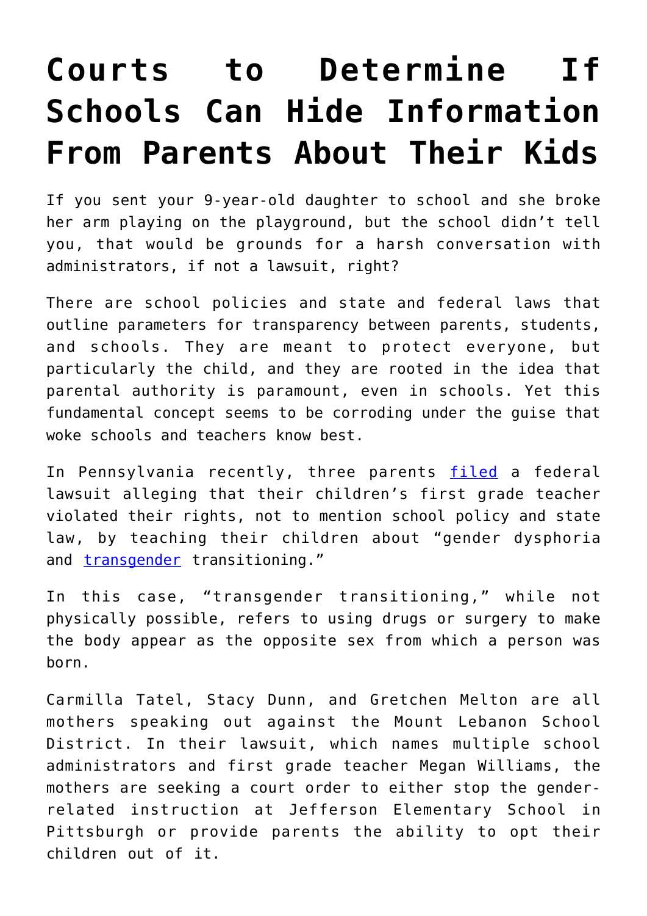# Courts to Determine If Schools Can Hide Information From Parents About Their Kids

If you sent your 9-year-old daughter to school and she broke her arm playing on the playground, but the school didn't tell you, that would be grounds for a harsh conversation with administrators, if not a lawsuit, right?

There are school policies and state and federal laws that outline parameters for transparency between parents, students, and schools. They are meant to protect everyone, but particularly the child, and they are rooted in the idea that parental authority is paramount, even in schools. Yet this fundamental concept seems to be corroding under the guise that woke schools and teachers know best.

In Pennsylvania recently, three parents filed a federal lawsuit alleging that their children's first grade teacher violated their rights, not to mention school policy and state law, by teaching their children about "gender dysphoria and transgender transitioning."

In this case, "transgender transitioning," while not physically possible, refers to using drugs or surgery to make the body appear as the opposite sex from which a person was born.

Carmilla Tatel, Stacy Dunn, and Gretchen Melton are all mothers speaking out against the Mount Lebanon School District. In their lawsuit, which names multiple school administrators and first grade teacher Megan Williams, the mothers are seeking a court order to either stop the gender-related instruction at Jefferson Elementary School in Pittsburgh or provide parents the ability to opt their children out of it.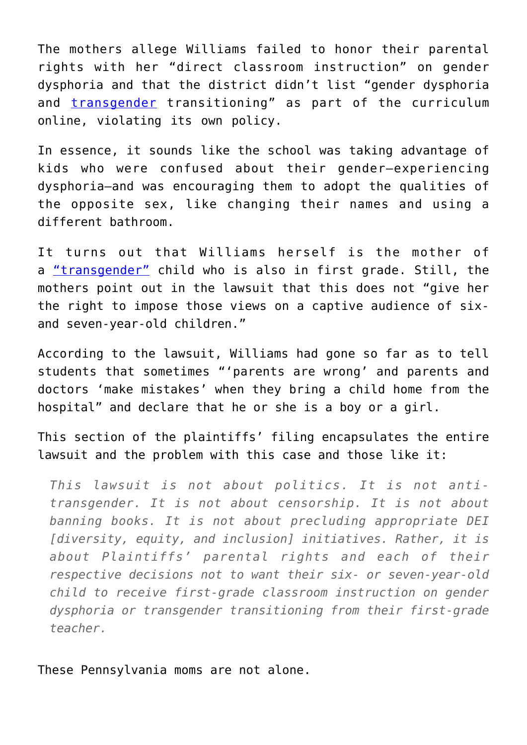The mothers allege Williams failed to honor their parental rights with her “direct classroom instruction” on gender dysphoria and that the district didn’t list “gender dysphoria and transgender transitioning” as part of the curriculum online, violating its own policy.

In essence, it sounds like the school was taking advantage of kids who were confused about their gender—experiencing dysphoria—and was encouraging them to adopt the qualities of the opposite sex, like changing their names and using a different bathroom.

It turns out that Williams herself is the mother of a “transgender” child who is also in first grade. Still, the mothers point out in the lawsuit that this does not “give her the right to impose those views on a captive audience of six- and seven-year-old children.”

According to the lawsuit, Williams had gone so far as to tell students that sometimes “‘parents are wrong’ and parents and doctors ‘make mistakes’ when they bring a child home from the hospital” and declare that he or she is a boy or a girl.

This section of the plaintiffs’ filing encapsulates the entire lawsuit and the problem with this case and those like it:

> *This lawsuit is not about politics. It is not anti-transgender. It is not about censorship. It is not about banning books. It is not about precluding appropriate DEI [diversity, equity, and inclusion] initiatives. Rather, it is about Plaintiffs’ parental rights and each of their respective decisions not to want their six- or seven-year-old child to receive first-grade classroom instruction on gender dysphoria or transgender transitioning from their first-grade teacher.*

These Pennsylvania moms are not alone.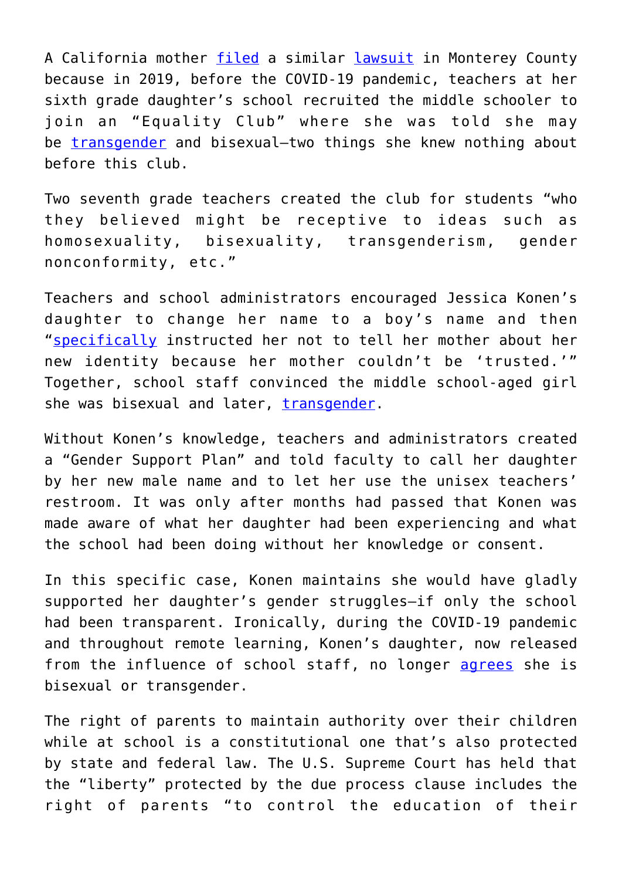A California mother filed a similar lawsuit in Monterey County because in 2019, before the COVID-19 pandemic, teachers at her sixth grade daughter's school recruited the middle schooler to join an "Equality Club" where she was told she may be transgender and bisexual—two things she knew nothing about before this club.

Two seventh grade teachers created the club for students "who they believed might be receptive to ideas such as homosexuality, bisexuality, transgenderism, gender nonconformity, etc."

Teachers and school administrators encouraged Jessica Konen's daughter to change her name to a boy's name and then "specifically instructed her not to tell her mother about her new identity because her mother couldn't be 'trusted.'" Together, school staff convinced the middle school-aged girl she was bisexual and later, transgender.

Without Konen's knowledge, teachers and administrators created a "Gender Support Plan" and told faculty to call her daughter by her new male name and to let her use the unisex teachers' restroom. It was only after months had passed that Konen was made aware of what her daughter had been experiencing and what the school had been doing without her knowledge or consent.

In this specific case, Konen maintains she would have gladly supported her daughter's gender struggles—if only the school had been transparent. Ironically, during the COVID-19 pandemic and throughout remote learning, Konen's daughter, now released from the influence of school staff, no longer agrees she is bisexual or transgender.

The right of parents to maintain authority over their children while at school is a constitutional one that's also protected by state and federal law. The U.S. Supreme Court has held that the "liberty" protected by the due process clause includes the right of parents "to control the education of their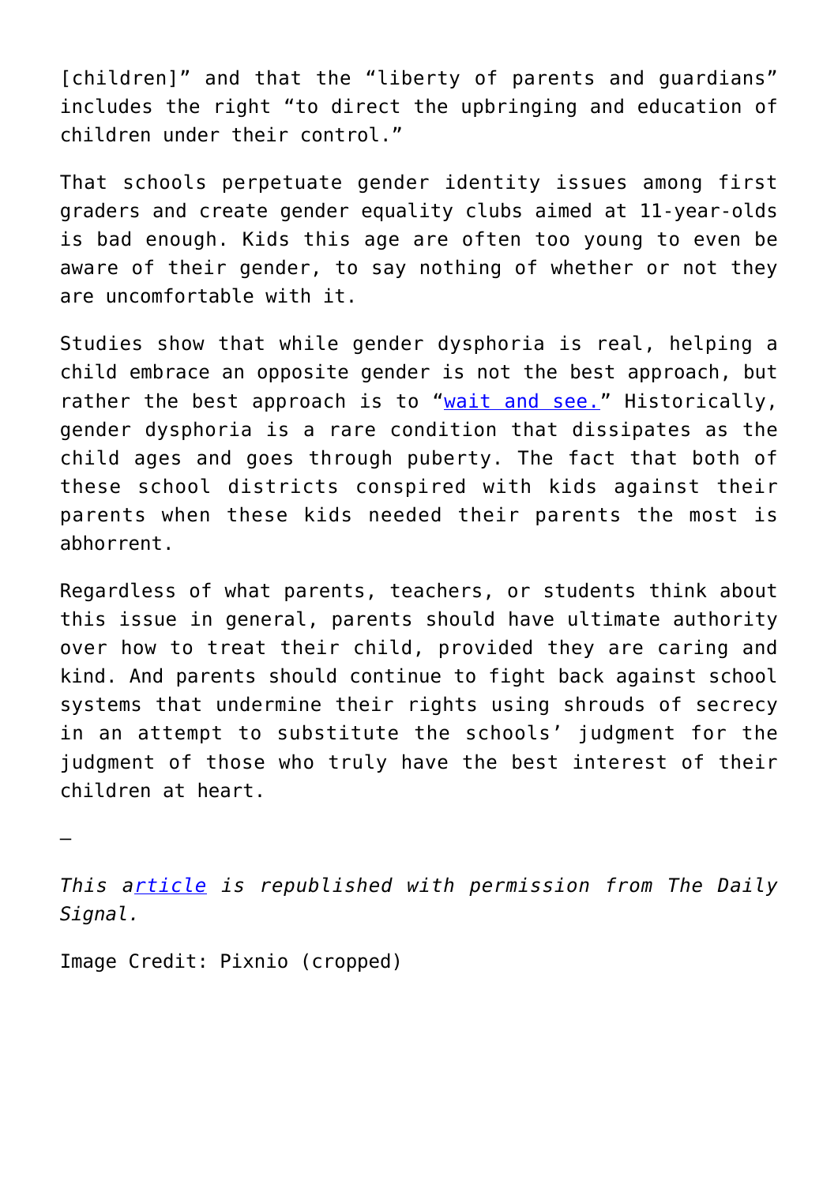[children]" and that the "liberty of parents and guardians" includes the right "to direct the upbringing and education of children under their control."

That schools perpetuate gender identity issues among first graders and create gender equality clubs aimed at 11-year-olds is bad enough. Kids this age are often too young to even be aware of their gender, to say nothing of whether or not they are uncomfortable with it.

Studies show that while gender dysphoria is real, helping a child embrace an opposite gender is not the best approach, but rather the best approach is to "wait and see." Historically, gender dysphoria is a rare condition that dissipates as the child ages and goes through puberty. The fact that both of these school districts conspired with kids against their parents when these kids needed their parents the most is abhorrent.

Regardless of what parents, teachers, or students think about this issue in general, parents should have ultimate authority over how to treat their child, provided they are caring and kind. And parents should continue to fight back against school systems that undermine their rights using shrouds of secrecy in an attempt to substitute the schools' judgment for the judgment of those who truly have the best interest of their children at heart.

—

*This article is republished with permission from The Daily Signal.*

Image Credit: Pixnio (cropped)